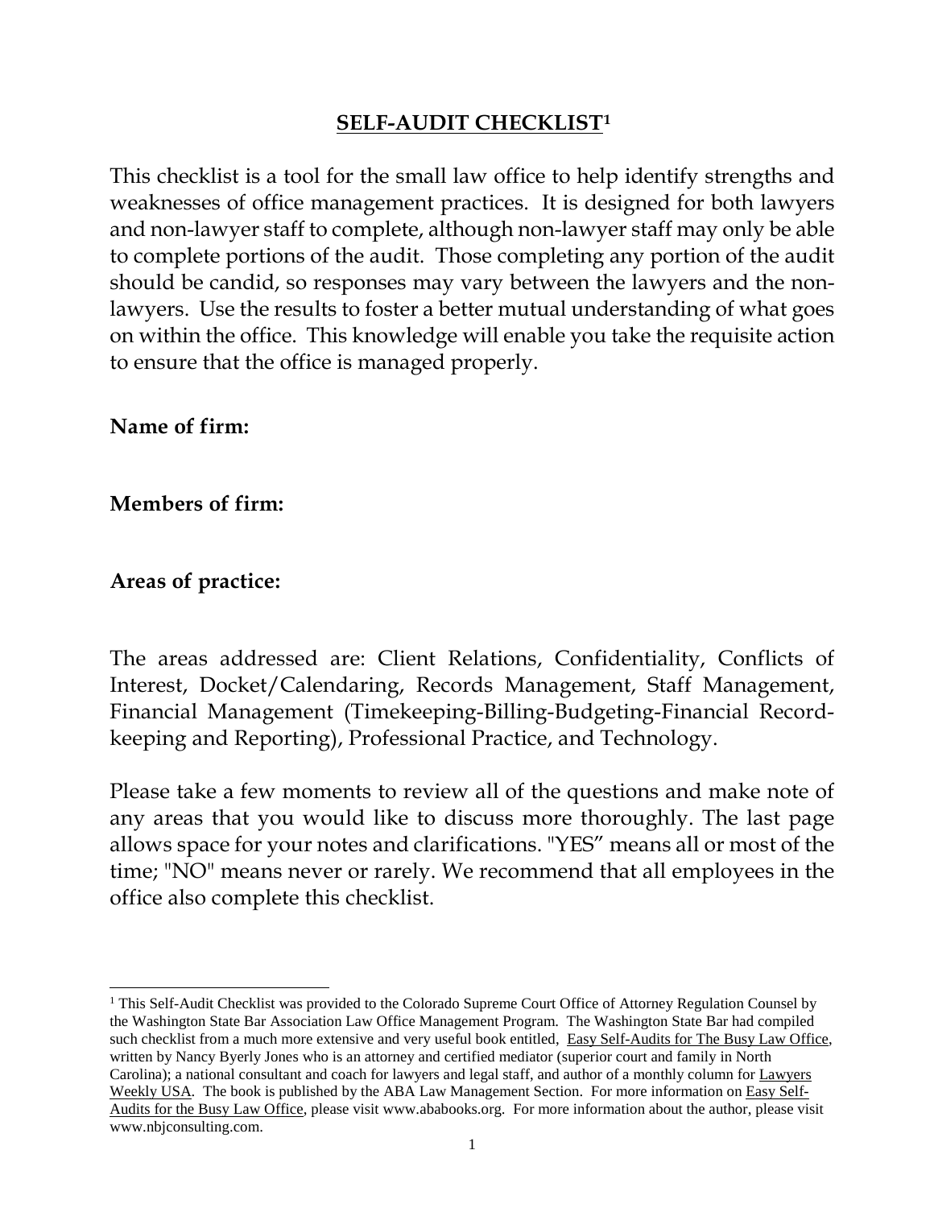# SELF-AUDIT CHECKLIST[1]

This checklist is a tool for the small law office to help identify strengths and weaknesses of office management practices. It is designed for both lawyers and non-lawyer staff to complete, although non-lawyer staff may only be able to complete portions of the audit. Those completing any portion of the audit should be candid, so responses may vary between the lawyers and the non-lawyers. Use the results to foster a better mutual understanding of what goes on within the office. This knowledge will enable you take the requisite action to ensure that the office is managed properly.

**Name of firm:**

**Members of firm:**

**Areas of practice:**

The areas addressed are: Client Relations, Confidentiality, Conflicts of Interest, Docket/Calendaring, Records Management, Staff Management, Financial Management (Timekeeping-Billing-Budgeting-Financial Record-keeping and Reporting), Professional Practice, and Technology.

Please take a few moments to review all of the questions and make note of any areas that you would like to discuss more thoroughly. The last page allows space for your notes and clarifications. "YES" means all or most of the time; "NO" means never or rarely. We recommend that all employees in the office also complete this checklist.

---

[1] This Self-Audit Checklist was provided to the Colorado Supreme Court Office of Attorney Regulation Counsel by the Washington State Bar Association Law Office Management Program. The Washington State Bar had compiled such checklist from a much more extensive and very useful book entitled, Easy Self-Audits for The Busy Law Office, written by Nancy Byerly Jones who is an attorney and certified mediator (superior court and family in North Carolina); a national consultant and coach for lawyers and legal staff, and author of a monthly column for Lawyers Weekly USA. The book is published by the ABA Law Management Section. For more information on Easy Self-Audits for the Busy Law Office, please visit www.ababooks.org. For more information about the author, please visit www.nbjconsulting.com.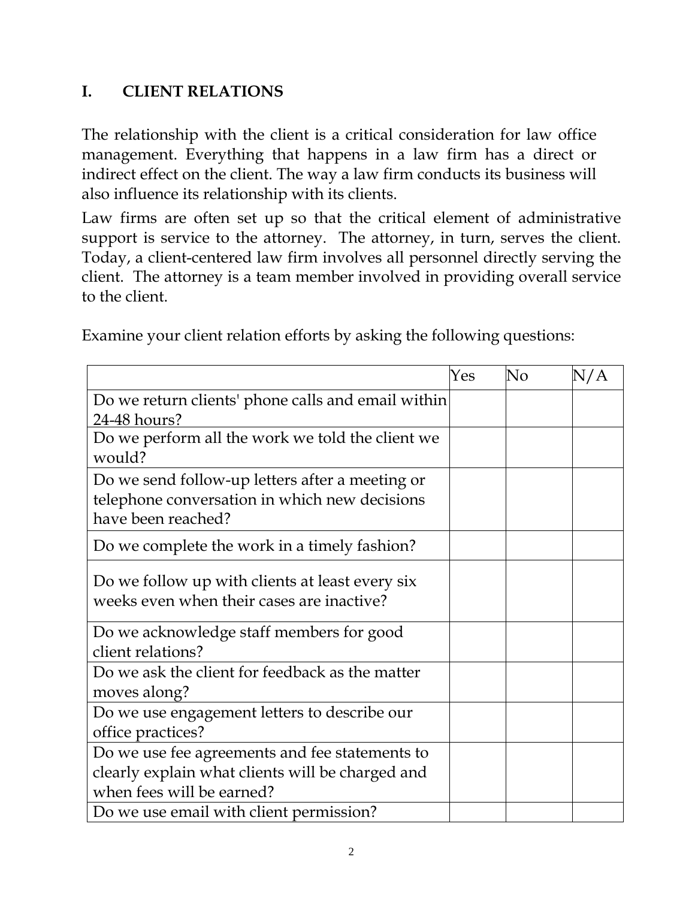## I. CLIENT RELATIONS

The relationship with the client is a critical consideration for law office management. Everything that happens in a law firm has a direct or indirect effect on the client. The way a law firm conducts its business will also influence its relationship with its clients.

Law firms are often set up so that the critical element of administrative support is service to the attorney. The attorney, in turn, serves the client. Today, a client-centered law firm involves all personnel directly serving the client. The attorney is a team member involved in providing overall service to the client.

Examine your client relation efforts by asking the following questions:

| | Yes | No | N/A |
|---|---|---|---|
| Do we return clients' phone calls and email within 24-48 hours? | | | |
| Do we perform all the work we told the client we would? | | | |
| Do we send follow-up letters after a meeting or telephone conversation in which new decisions have been reached? | | | |
| Do we complete the work in a timely fashion? | | | |
| Do we follow up with clients at least every six weeks even when their cases are inactive? | | | |
| Do we acknowledge staff members for good client relations? | | | |
| Do we ask the client for feedback as the matter moves along? | | | |
| Do we use engagement letters to describe our office practices? | | | |
| Do we use fee agreements and fee statements to clearly explain what clients will be charged and when fees will be earned? | | | |
| Do we use email with client permission? | | | |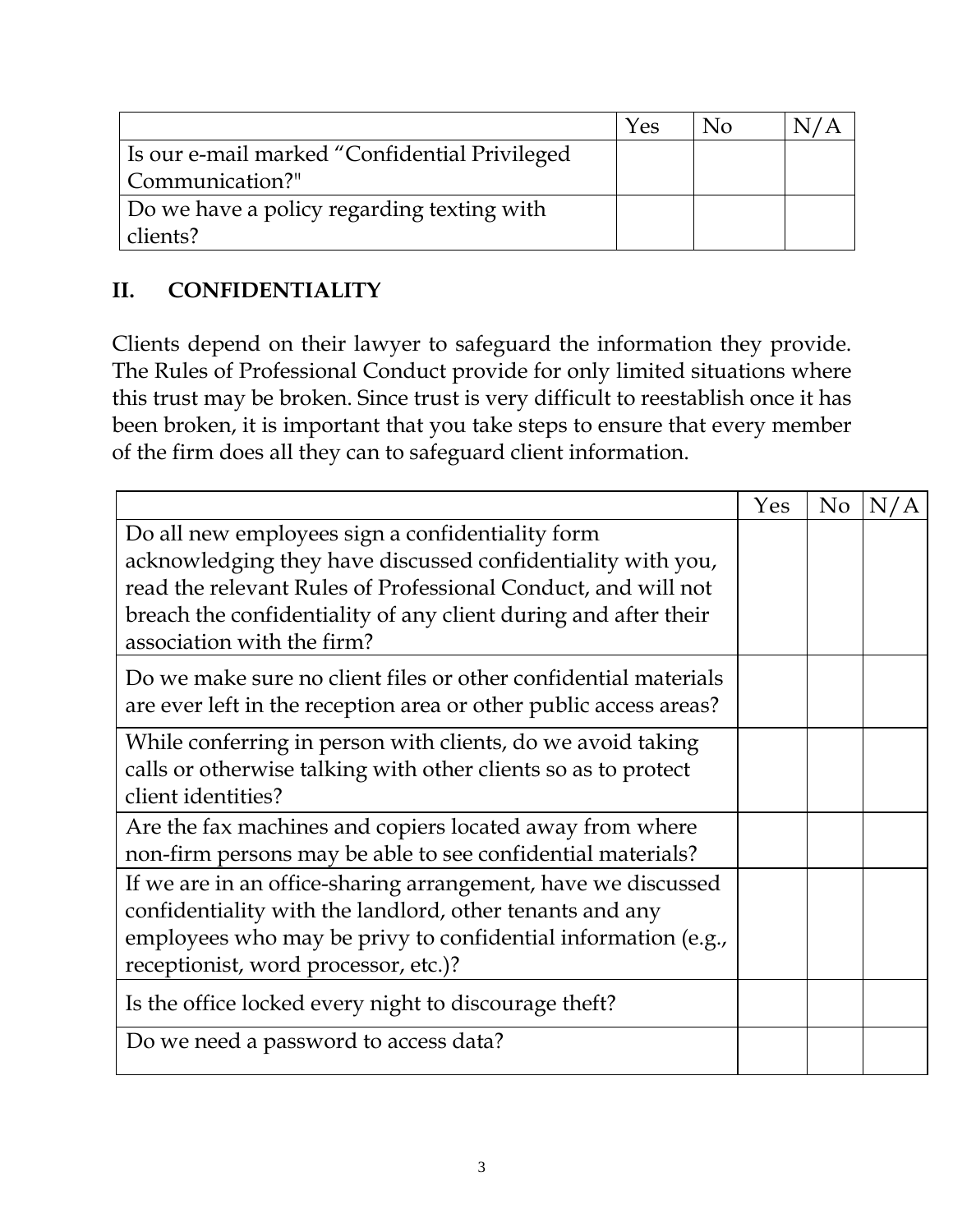| | Yes | No | N/A |
|---|---|---|---|
| Is our e-mail marked "Confidential Privileged Communication?" | | | |
| Do we have a policy regarding texting with clients? | | | |

## II. CONFIDENTIALITY

Clients depend on their lawyer to safeguard the information they provide. The Rules of Professional Conduct provide for only limited situations where this trust may be broken. Since trust is very difficult to reestablish once it has been broken, it is important that you take steps to ensure that every member of the firm does all they can to safeguard client information.

| | Yes | No | N/A |
|---|---|---|---|
| Do all new employees sign a confidentiality form acknowledging they have discussed confidentiality with you, read the relevant Rules of Professional Conduct, and will not breach the confidentiality of any client during and after their association with the firm? | | | |
| Do we make sure no client files or other confidential materials are ever left in the reception area or other public access areas? | | | |
| While conferring in person with clients, do we avoid taking calls or otherwise talking with other clients so as to protect client identities? | | | |
| Are the fax machines and copiers located away from where non-firm persons may be able to see confidential materials? | | | |
| If we are in an office-sharing arrangement, have we discussed confidentiality with the landlord, other tenants and any employees who may be privy to confidential information (e.g., receptionist, word processor, etc.)? | | | |
| Is the office locked every night to discourage theft? | | | |
| Do we need a password to access data? | | | |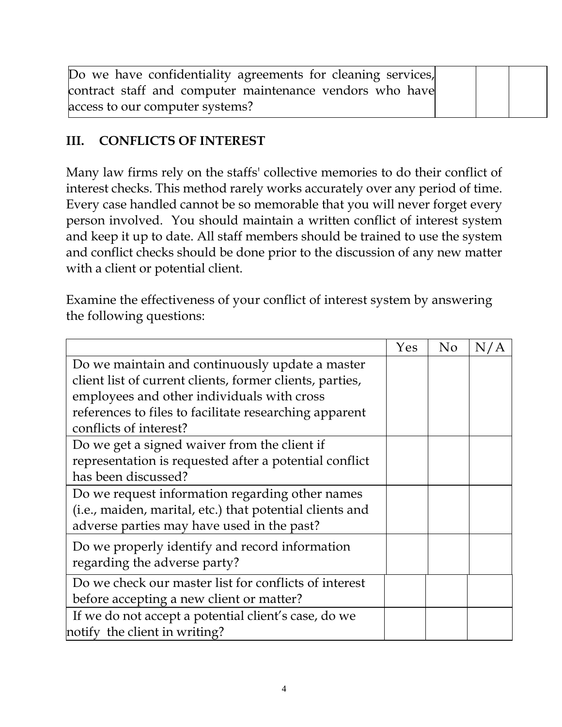| Do we have confidentiality agreements for cleaning services, contract staff and computer maintenance vendors who have access to our computer systems? | | | |
|---|---|---|---|

## III. CONFLICTS OF INTEREST

Many law firms rely on the staffs' collective memories to do their conflict of interest checks. This method rarely works accurately over any period of time. Every case handled cannot be so memorable that you will never forget every person involved. You should maintain a written conflict of interest system and keep it up to date. All staff members should be trained to use the system and conflict checks should be done prior to the discussion of any new matter with a client or potential client.

Examine the effectiveness of your conflict of interest system by answering the following questions:

| | Yes | No | N/A |
|---|---|---|---|
| Do we maintain and continuously update a master client list of current clients, former clients, parties, employees and other individuals with cross references to files to facilitate researching apparent conflicts of interest? | | | |
| Do we get a signed waiver from the client if representation is requested after a potential conflict has been discussed? | | | |
| Do we request information regarding other names (i.e., maiden, marital, etc.) that potential clients and adverse parties may have used in the past? | | | |
| Do we properly identify and record information regarding the adverse party? | | | |
| Do we check our master list for conflicts of interest before accepting a new client or matter? | | | |
| If we do not accept a potential client's case, do we notify the client in writing? | | | |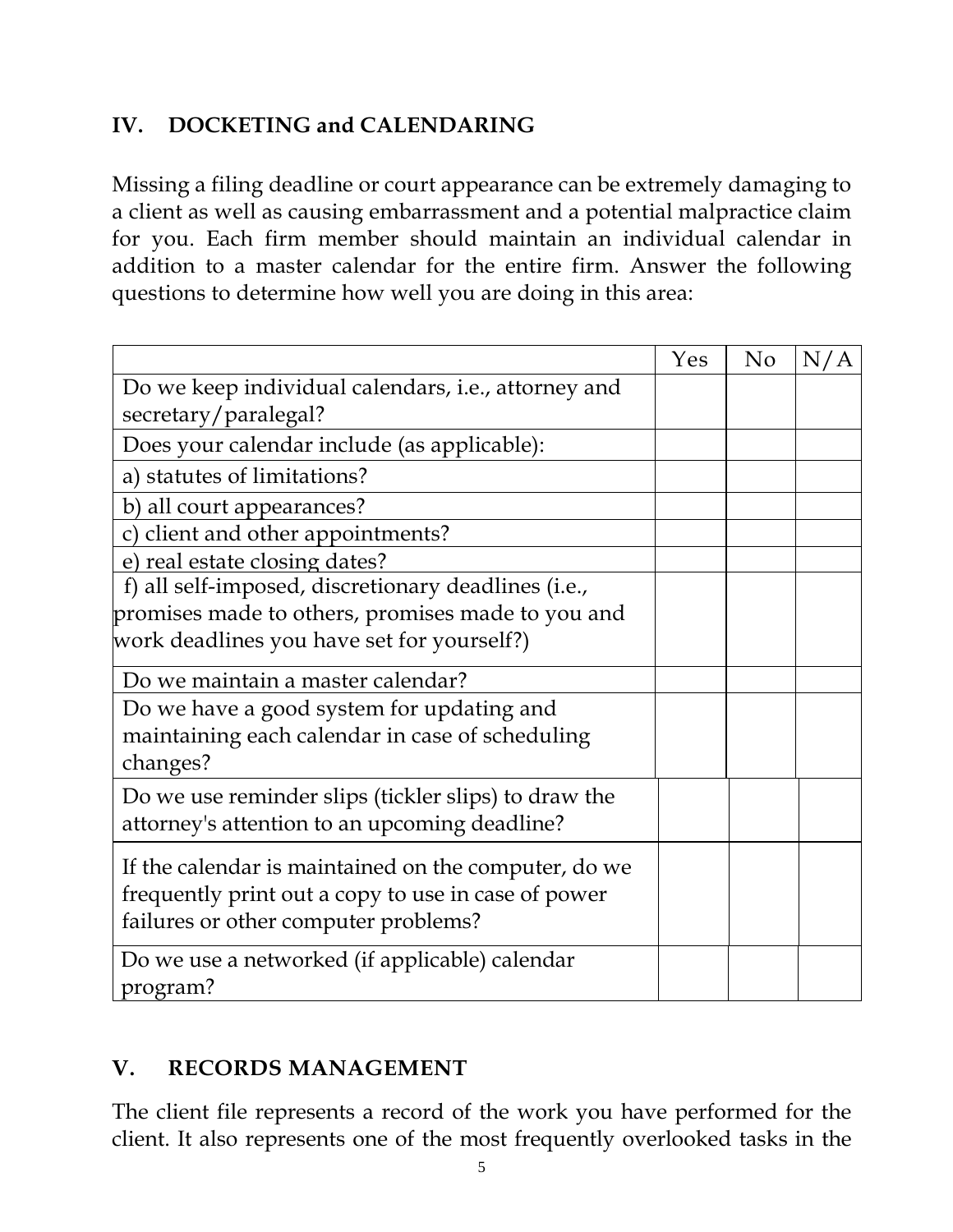## IV. DOCKETING and CALENDARING

Missing a filing deadline or court appearance can be extremely damaging to a client as well as causing embarrassment and a potential malpractice claim for you. Each firm member should maintain an individual calendar in addition to a master calendar for the entire firm. Answer the following questions to determine how well you are doing in this area:

| | Yes | No | N/A |
|---|---|---|---|
| Do we keep individual calendars, i.e., attorney and secretary/paralegal? | | | |
| Does your calendar include (as applicable): | | | |
| a) statutes of limitations? | | | |
| b) all court appearances? | | | |
| c) client and other appointments? | | | |
| e) real estate closing dates? | | | |
| f) all self-imposed, discretionary deadlines (i.e., promises made to others, promises made to you and work deadlines you have set for yourself?) | | | |
| Do we maintain a master calendar? | | | |
| Do we have a good system for updating and maintaining each calendar in case of scheduling changes? | | | |
| Do we use reminder slips (tickler slips) to draw the attorney's attention to an upcoming deadline? | | | |
| If the calendar is maintained on the computer, do we frequently print out a copy to use in case of power failures or other computer problems? | | | |
| Do we use a networked (if applicable) calendar program? | | | |

## V. RECORDS MANAGEMENT

The client file represents a record of the work you have performed for the client. It also represents one of the most frequently overlooked tasks in the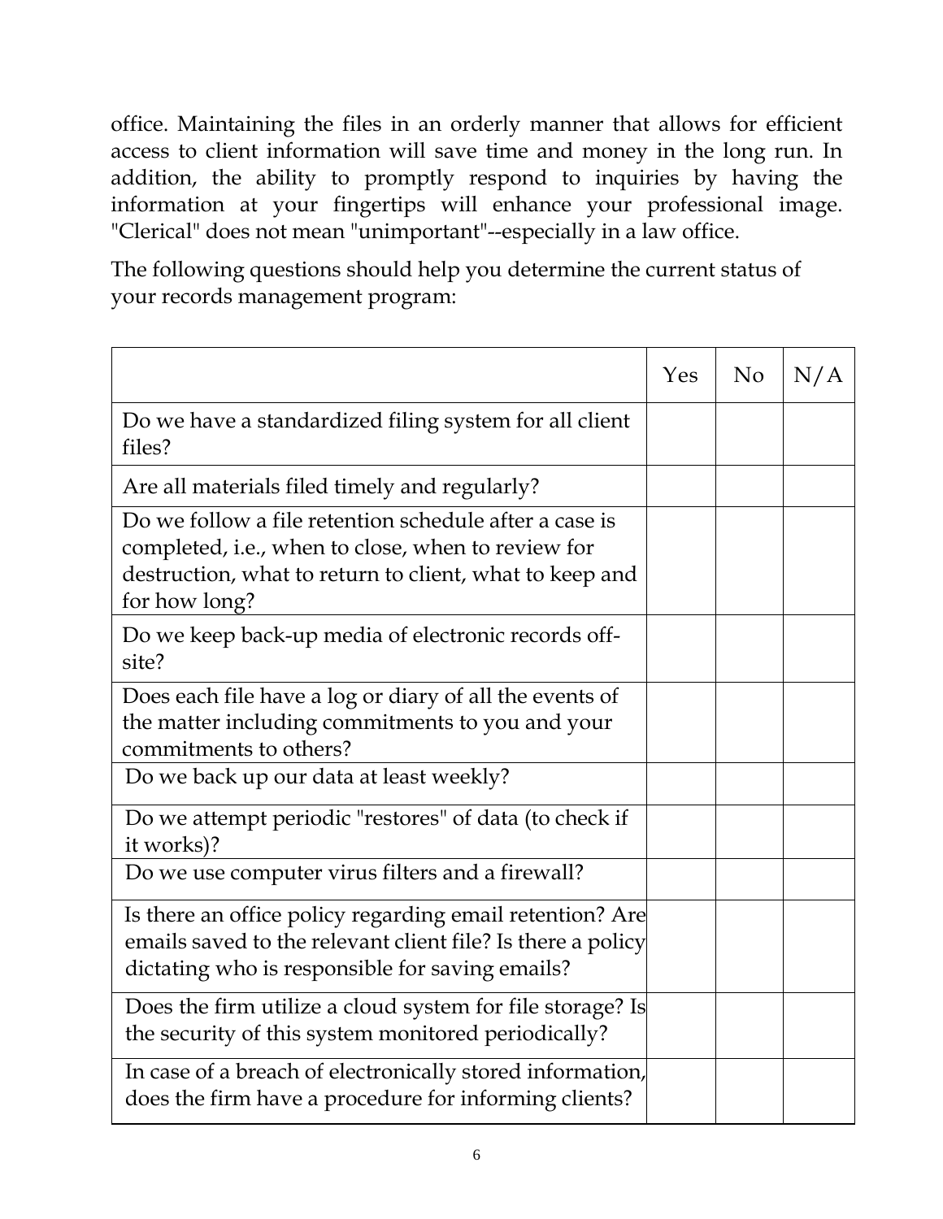office. Maintaining the files in an orderly manner that allows for efficient access to client information will save time and money in the long run. In addition, the ability to promptly respond to inquiries by having the information at your fingertips will enhance your professional image. "Clerical" does not mean "unimportant"--especially in a law office.

The following questions should help you determine the current status of your records management program:

| | Yes | No | N/A |
|---|---|---|---|
| Do we have a standardized filing system for all client files? | | | |
| Are all materials filed timely and regularly? | | | |
| Do we follow a file retention schedule after a case is completed, i.e., when to close, when to review for destruction, what to return to client, what to keep and for how long? | | | |
| Do we keep back-up media of electronic records off-site? | | | |
| Does each file have a log or diary of all the events of the matter including commitments to you and your commitments to others? | | | |
| Do we back up our data at least weekly? | | | |
| Do we attempt periodic "restores" of data (to check if it works)? | | | |
| Do we use computer virus filters and a firewall? | | | |
| Is there an office policy regarding email retention? Are emails saved to the relevant client file? Is there a policy dictating who is responsible for saving emails? | | | |
| Does the firm utilize a cloud system for file storage? Is the security of this system monitored periodically? | | | |
| In case of a breach of electronically stored information, does the firm have a procedure for informing clients? | | | |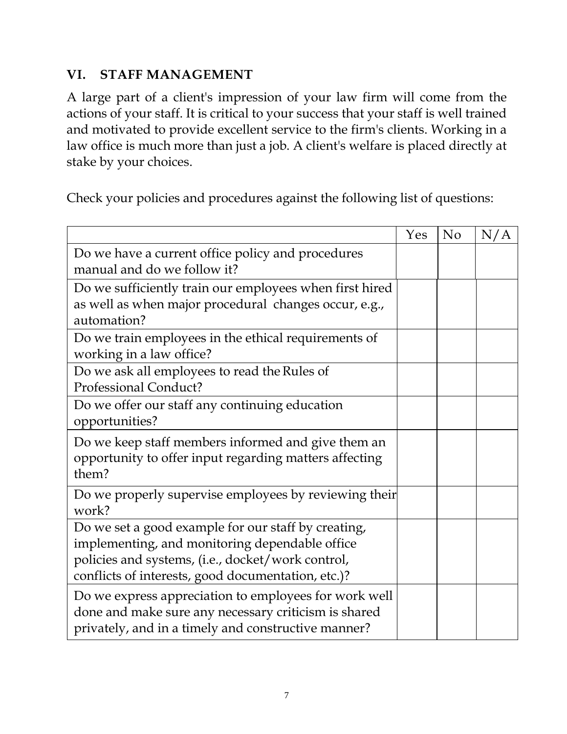## VI. STAFF MANAGEMENT

A large part of a client's impression of your law firm will come from the actions of your staff. It is critical to your success that your staff is well trained and motivated to provide excellent service to the firm's clients. Working in a law office is much more than just a job. A client's welfare is placed directly at stake by your choices.

Check your policies and procedures against the following list of questions:

| | Yes | No | N/A |
|---|---|---|---|
| Do we have a current office policy and procedures manual and do we follow it? | | | |
| Do we sufficiently train our employees when first hired as well as when major procedural changes occur, e.g., automation? | | | |
| Do we train employees in the ethical requirements of working in a law office? | | | |
| Do we ask all employees to read the Rules of Professional Conduct? | | | |
| Do we offer our staff any continuing education opportunities? | | | |
| Do we keep staff members informed and give them an opportunity to offer input regarding matters affecting them? | | | |
| Do we properly supervise employees by reviewing their work? | | | |
| Do we set a good example for our staff by creating, implementing, and monitoring dependable office policies and systems, (i.e., docket/work control, conflicts of interests, good documentation, etc.)? | | | |
| Do we express appreciation to employees for work well done and make sure any necessary criticism is shared privately, and in a timely and constructive manner? | | | |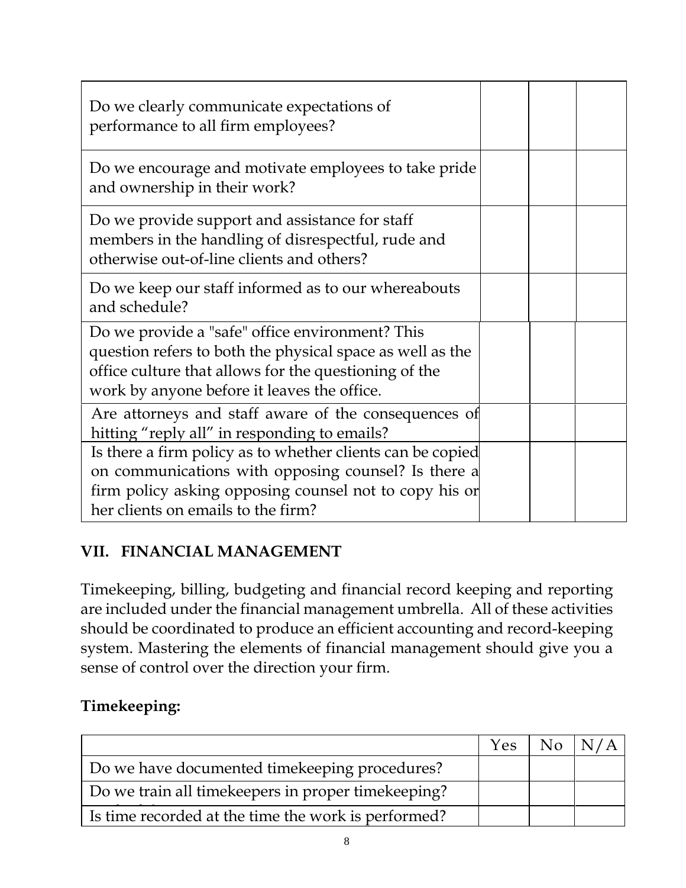| | | | |
|---|---|---|---|
| Do we clearly communicate expectations of performance to all firm employees? | | | |
| Do we encourage and motivate employees to take pride and ownership in their work? | | | |
| Do we provide support and assistance for staff members in the handling of disrespectful, rude and otherwise out-of-line clients and others? | | | |
| Do we keep our staff informed as to our whereabouts and schedule? | | | |
| Do we provide a "safe" office environment? This question refers to both the physical space as well as the office culture that allows for the questioning of the work by anyone before it leaves the office. | | | |
| Are attorneys and staff aware of the consequences of hitting "reply all" in responding to emails? | | | |
| Is there a firm policy as to whether clients can be copied on communications with opposing counsel? Is there a firm policy asking opposing counsel not to copy his or her clients on emails to the firm? | | | |

## VII. FINANCIAL MANAGEMENT

Timekeeping, billing, budgeting and financial record keeping and reporting are included under the financial management umbrella. All of these activities should be coordinated to produce an efficient accounting and record-keeping system. Mastering the elements of financial management should give you a sense of control over the direction your firm.

**Timekeeping:**

| | Yes | No | N/A |
|---|---|---|---|
| Do we have documented timekeeping procedures? | | | |
| Do we train all timekeepers in proper timekeeping? | | | |
| Is time recorded at the time the work is performed? | | | |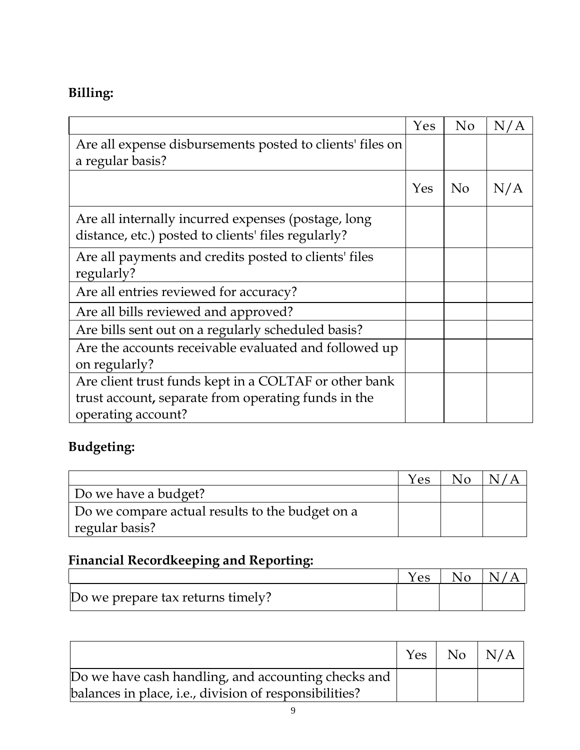**Billing:**

| | Yes | No | N/A |
|---|---|---|---|
| Are all expense disbursements posted to clients' files on a regular basis? | | | |
| | Yes | No | N/A |
| Are all internally incurred expenses (postage, long distance, etc.) posted to clients' files regularly? | | | |
| Are all payments and credits posted to clients' files regularly? | | | |
| Are all entries reviewed for accuracy? | | | |
| Are all bills reviewed and approved? | | | |
| Are bills sent out on a regularly scheduled basis? | | | |
| Are the accounts receivable evaluated and followed up on regularly? | | | |
| Are client trust funds kept in a COLTAF or other bank trust account**,** separate from operating funds in the operating account? | | | |

**Budgeting:**

| | Yes | No | N/A |
|---|---|---|---|
| Do we have a budget? | | | |
| Do we compare actual results to the budget on a regular basis? | | | |

**Financial Recordkeeping and Reporting:**

| | Yes | No | N/A |
|---|---|---|---|
| Do we prepare tax returns timely? | | | |

| | Yes | No | N/A |
|---|---|---|---|
| Do we have cash handling, and accounting checks and balances in place, i.e., division of responsibilities? | | | |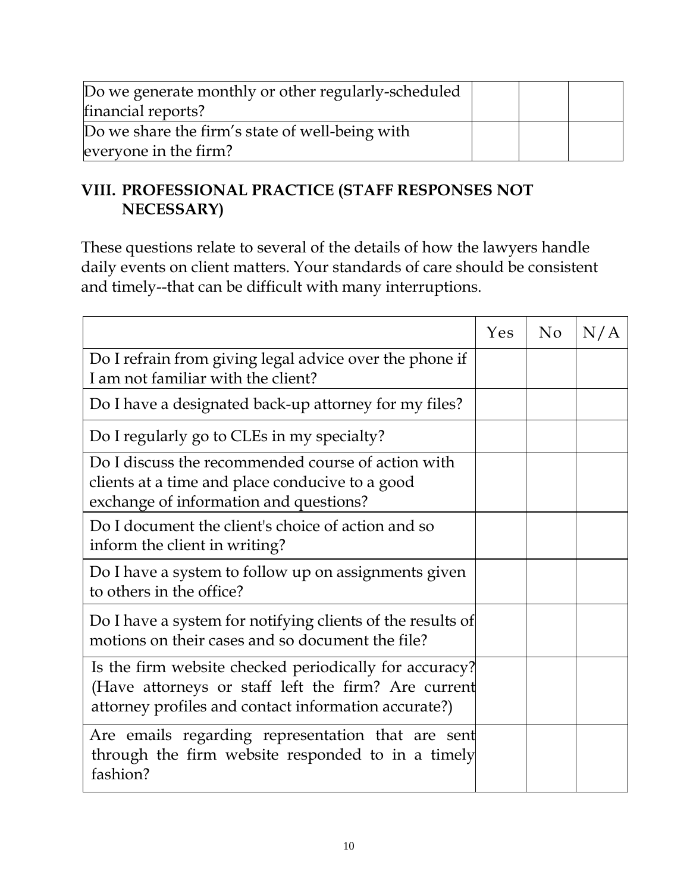| | | | |
|---|---|---|---|
| Do we generate monthly or other regularly-scheduled financial reports? | | | |
| Do we share the firm's state of well-being with everyone in the firm? | | | |

## VIII. PROFESSIONAL PRACTICE (STAFF RESPONSES NOT NECESSARY)

These questions relate to several of the details of how the lawyers handle daily events on client matters. Your standards of care should be consistent and timely--that can be difficult with many interruptions.

| | Yes | No | N/A |
|---|---|---|---|
| Do I refrain from giving legal advice over the phone if I am not familiar with the client? | | | |
| Do I have a designated back-up attorney for my files? | | | |
| Do I regularly go to CLEs in my specialty? | | | |
| Do I discuss the recommended course of action with clients at a time and place conducive to a good exchange of information and questions? | | | |
| Do I document the client's choice of action and so inform the client in writing? | | | |
| Do I have a system to follow up on assignments given to others in the office? | | | |
| Do I have a system for notifying clients of the results of motions on their cases and so document the file? | | | |
| Is the firm website checked periodically for accuracy? (Have attorneys or staff left the firm? Are current attorney profiles and contact information accurate?) | | | |
| Are emails regarding representation that are sent through the firm website responded to in a timely fashion? | | | |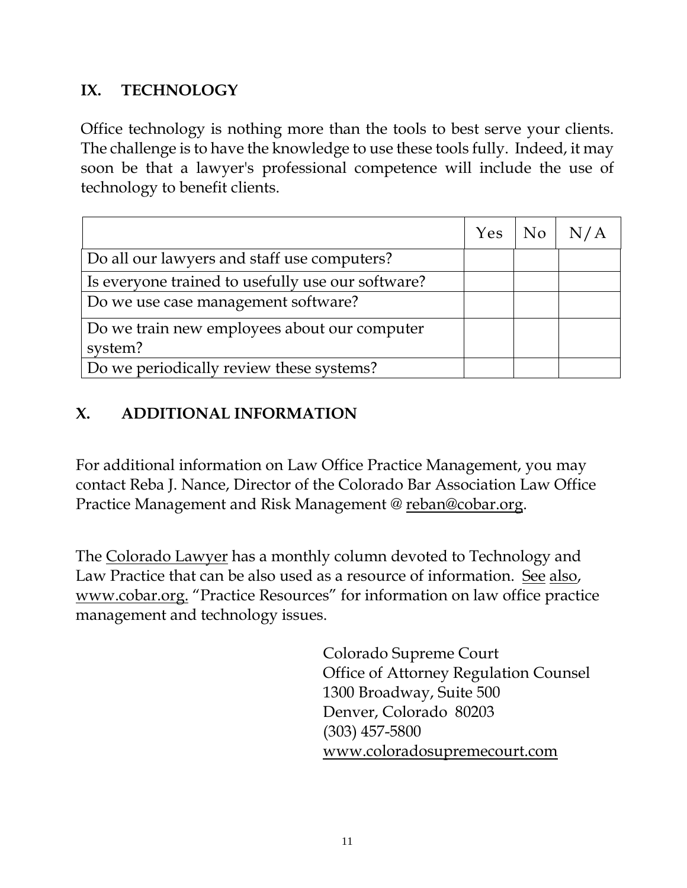## IX. TECHNOLOGY

Office technology is nothing more than the tools to best serve your clients. The challenge is to have the knowledge to use these tools fully. Indeed, it may soon be that a lawyer's professional competence will include the use of technology to benefit clients.

| | Yes | No | N/A |
|---|---|---|---|
| Do all our lawyers and staff use computers? | | | |
| Is everyone trained to usefully use our software? | | | |
| Do we use case management software? | | | |
| Do we train new employees about our computer system? | | | |
| Do we periodically review these systems? | | | |

## X. ADDITIONAL INFORMATION

For additional information on Law Office Practice Management, you may contact Reba J. Nance, Director of the Colorado Bar Association Law Office Practice Management and Risk Management @ reban@cobar.org.

The Colorado Lawyer has a monthly column devoted to Technology and Law Practice that can be also used as a resource of information. See also, www.cobar.org. "Practice Resources" for information on law office practice management and technology issues.

Colorado Supreme Court
Office of Attorney Regulation Counsel
1300 Broadway, Suite 500
Denver, Colorado 80203
(303) 457-5800
www.coloradosupremecourt.com